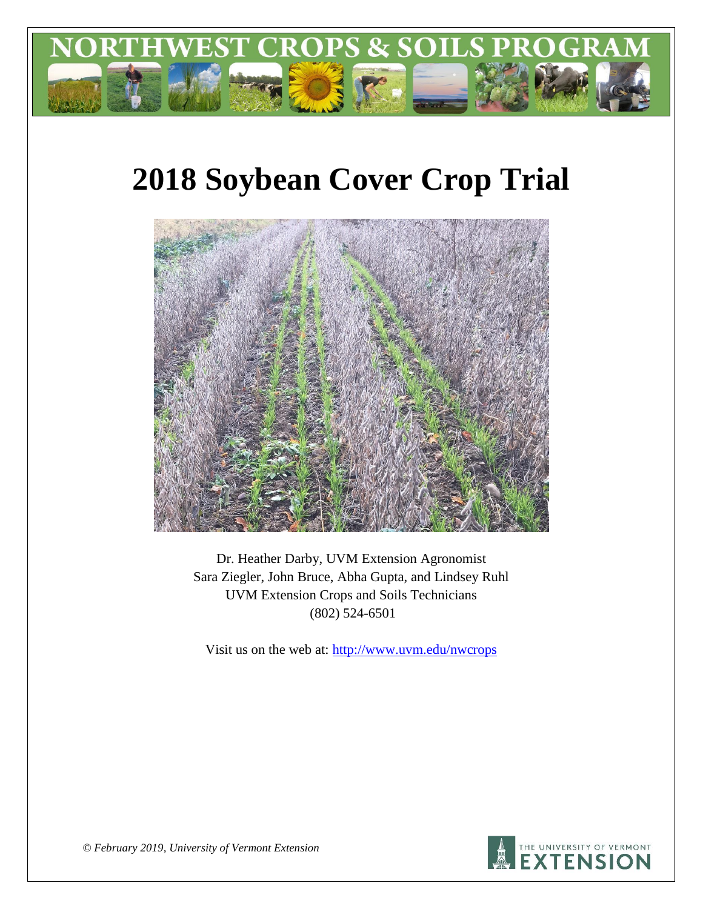# NORTHWEST CROPS & SOILS PROGRAM

# 2018 Soybean Cover Crop Trial

Dr. Heather Darby, UVM Extension Agronomist
Sara Ziegler, John Bruce, Abha Gupta, and Lindsey Ruhl
UVM Extension Crops and Soils Technicians
(802) 524-6501

Visit us on the web at: http://www.uvm.edu/nwcrops

*© February 2019, University of Vermont Extension*

THE UNIVERSITY OF VERMONT EXTENSION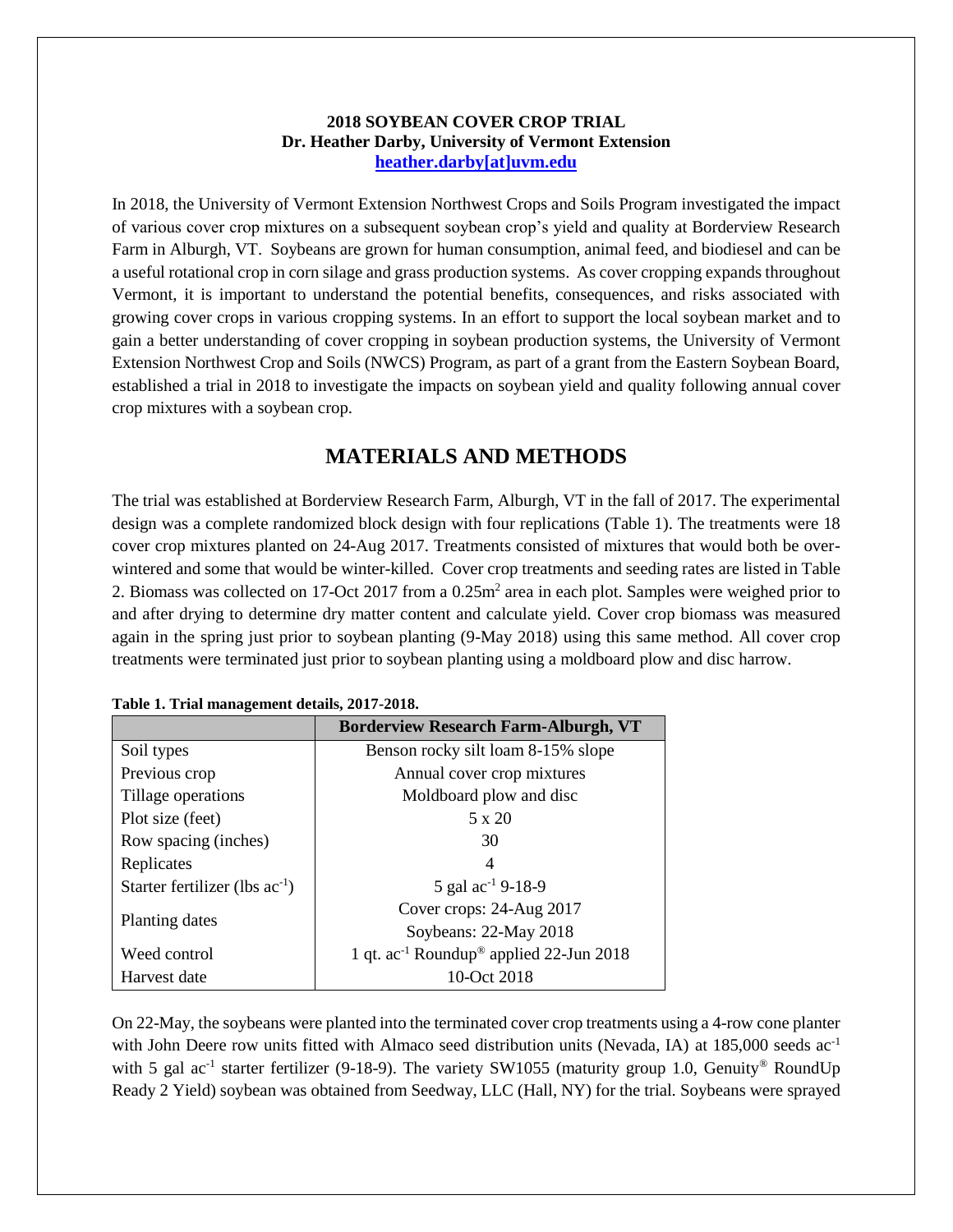**2018 SOYBEAN COVER CROP TRIAL**
**Dr. Heather Darby, University of Vermont Extension**
**heather.darby[at]uvm.edu**

In 2018, the University of Vermont Extension Northwest Crops and Soils Program investigated the impact of various cover crop mixtures on a subsequent soybean crop's yield and quality at Borderview Research Farm in Alburgh, VT. Soybeans are grown for human consumption, animal feed, and biodiesel and can be a useful rotational crop in corn silage and grass production systems. As cover cropping expands throughout Vermont, it is important to understand the potential benefits, consequences, and risks associated with growing cover crops in various cropping systems. In an effort to support the local soybean market and to gain a better understanding of cover cropping in soybean production systems, the University of Vermont Extension Northwest Crop and Soils (NWCS) Program, as part of a grant from the Eastern Soybean Board, established a trial in 2018 to investigate the impacts on soybean yield and quality following annual cover crop mixtures with a soybean crop.

## MATERIALS AND METHODS

The trial was established at Borderview Research Farm, Alburgh, VT in the fall of 2017. The experimental design was a complete randomized block design with four replications (Table 1). The treatments were 18 cover crop mixtures planted on 24-Aug 2017. Treatments consisted of mixtures that would both be over-wintered and some that would be winter-killed. Cover crop treatments and seeding rates are listed in Table 2. Biomass was collected on 17-Oct 2017 from a 0.25m$^2$ area in each plot. Samples were weighed prior to and after drying to determine dry matter content and calculate yield. Cover crop biomass was measured again in the spring just prior to soybean planting (9-May 2018) using this same method. All cover crop treatments were terminated just prior to soybean planting using a moldboard plow and disc harrow.

**Table 1. Trial management details, 2017-2018.**

| | Borderview Research Farm-Alburgh, VT |
|---|---|
| Soil types | Benson rocky silt loam 8-15% slope |
| Previous crop | Annual cover crop mixtures |
| Tillage operations | Moldboard plow and disc |
| Plot size (feet) | 5 x 20 |
| Row spacing (inches) | 30 |
| Replicates | 4 |
| Starter fertilizer (lbs ac$^{-1}$) | 5 gal ac$^{-1}$ 9-18-9 |
| Planting dates | Cover crops: 24-Aug 2017<br>Soybeans: 22-May 2018 |
| Weed control | 1 qt. ac$^{-1}$ Roundup® applied 22-Jun 2018 |
| Harvest date | 10-Oct 2018 |

On 22-May, the soybeans were planted into the terminated cover crop treatments using a 4-row cone planter with John Deere row units fitted with Almaco seed distribution units (Nevada, IA) at 185,000 seeds ac$^{-1}$ with 5 gal ac$^{-1}$ starter fertilizer (9-18-9). The variety SW1055 (maturity group 1.0, Genuity® RoundUp Ready 2 Yield) soybean was obtained from Seedway, LLC (Hall, NY) for the trial. Soybeans were sprayed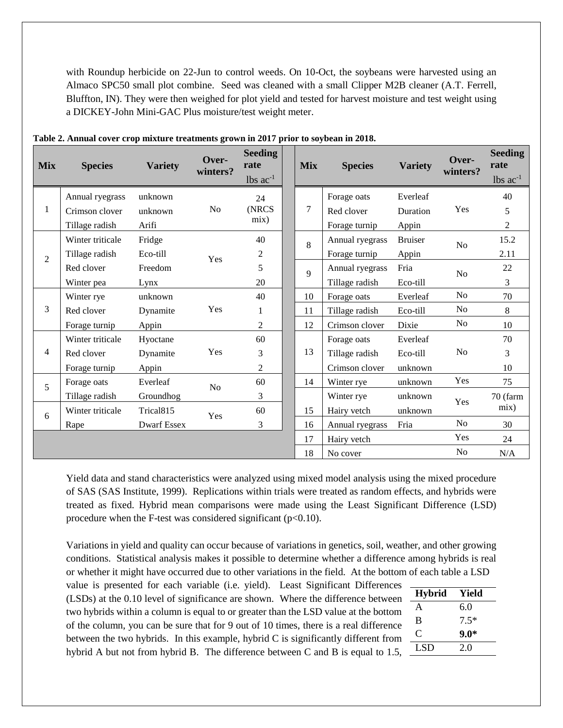with Roundup herbicide on 22-Jun to control weeds. On 10-Oct, the soybeans were harvested using an Almaco SPC50 small plot combine. Seed was cleaned with a small Clipper M2B cleaner (A.T. Ferrell, Bluffton, IN). They were then weighed for plot yield and tested for harvest moisture and test weight using a DICKEY-John Mini-GAC Plus moisture/test weight meter.

**Table 2. Annual cover crop mixture treatments grown in 2017 prior to soybean in 2018.**

| Mix | Species | Variety | Over-winters? | Seeding rate lbs ac$^{-1}$ |
|---|---|---|---|---|
| 1 | Annual ryegrass | unknown | No | 24 (NRCS mix) |
| | Crimson clover | unknown | | |
| | Tillage radish | Arifi | | |
| 2 | Winter triticale | Fridge | Yes | 40 |
| | Tillage radish | Eco-till | | 2 |
| | Red clover | Freedom | | 5 |
| | Winter pea | Lynx | | 20 |
| 3 | Winter rye | unknown | Yes | 40 |
| | Red clover | Dynamite | | 1 |
| | Forage turnip | Appin | | 2 |
| 4 | Winter triticale | Hyoctane | Yes | 60 |
| | Red clover | Dynamite | | 3 |
| | Forage turnip | Appin | | 2 |
| 5 | Forage oats | Everleaf | No | 60 |
| | Tillage radish | Groundhog | | 3 |
| 6 | Winter triticale | Trical815 | Yes | 60 |
| | Rape | Dwarf Essex | | 3 |
| 7 | Forage oats | Everleaf | Yes | 40 |
| | Red clover | Duration | | 5 |
| | Forage turnip | Appin | | 2 |
| 8 | Annual ryegrass | Bruiser | No | 15.2 |
| | Forage turnip | Appin | | 2.11 |
| 9 | Annual ryegrass | Fria | No | 22 |
| | Tillage radish | Eco-till | | 3 |
| 10 | Forage oats | Everleaf | No | 70 |
| 11 | Tillage radish | Eco-till | No | 8 |
| 12 | Crimson clover | Dixie | No | 10 |
| 13 | Forage oats | Everleaf | No | 70 |
| | Tillage radish | Eco-till | | 3 |
| | Crimson clover | unknown | | 10 |
| 14 | Winter rye | unknown | Yes | 75 |
| 15 | Winter rye | unknown | Yes | 70 (farm mix) |
| | Hairy vetch | unknown | | |
| 16 | Annual ryegrass | Fria | No | 30 |
| 17 | Hairy vetch | | Yes | 24 |
| 18 | No cover | | No | N/A |

Yield data and stand characteristics were analyzed using mixed model analysis using the mixed procedure of SAS (SAS Institute, 1999). Replications within trials were treated as random effects, and hybrids were treated as fixed. Hybrid mean comparisons were made using the Least Significant Difference (LSD) procedure when the F-test was considered significant ($p<0.10$).

Variations in yield and quality can occur because of variations in genetics, soil, weather, and other growing conditions. Statistical analysis makes it possible to determine whether a difference among hybrids is real or whether it might have occurred due to other variations in the field. At the bottom of each table a LSD value is presented for each variable (i.e. yield). Least Significant Differences (LSDs) at the 0.10 level of significance are shown. Where the difference between two hybrids within a column is equal to or greater than the LSD value at the bottom of the column, you can be sure that for 9 out of 10 times, there is a real difference between the two hybrids. In this example, hybrid C is significantly different from hybrid A but not from hybrid B. The difference between C and B is equal to 1.5,

| Hybrid | Yield |
|---|---|
| A | 6.0 |
| B | 7.5* |
| C | **9.0*** |
| LSD | 2.0 |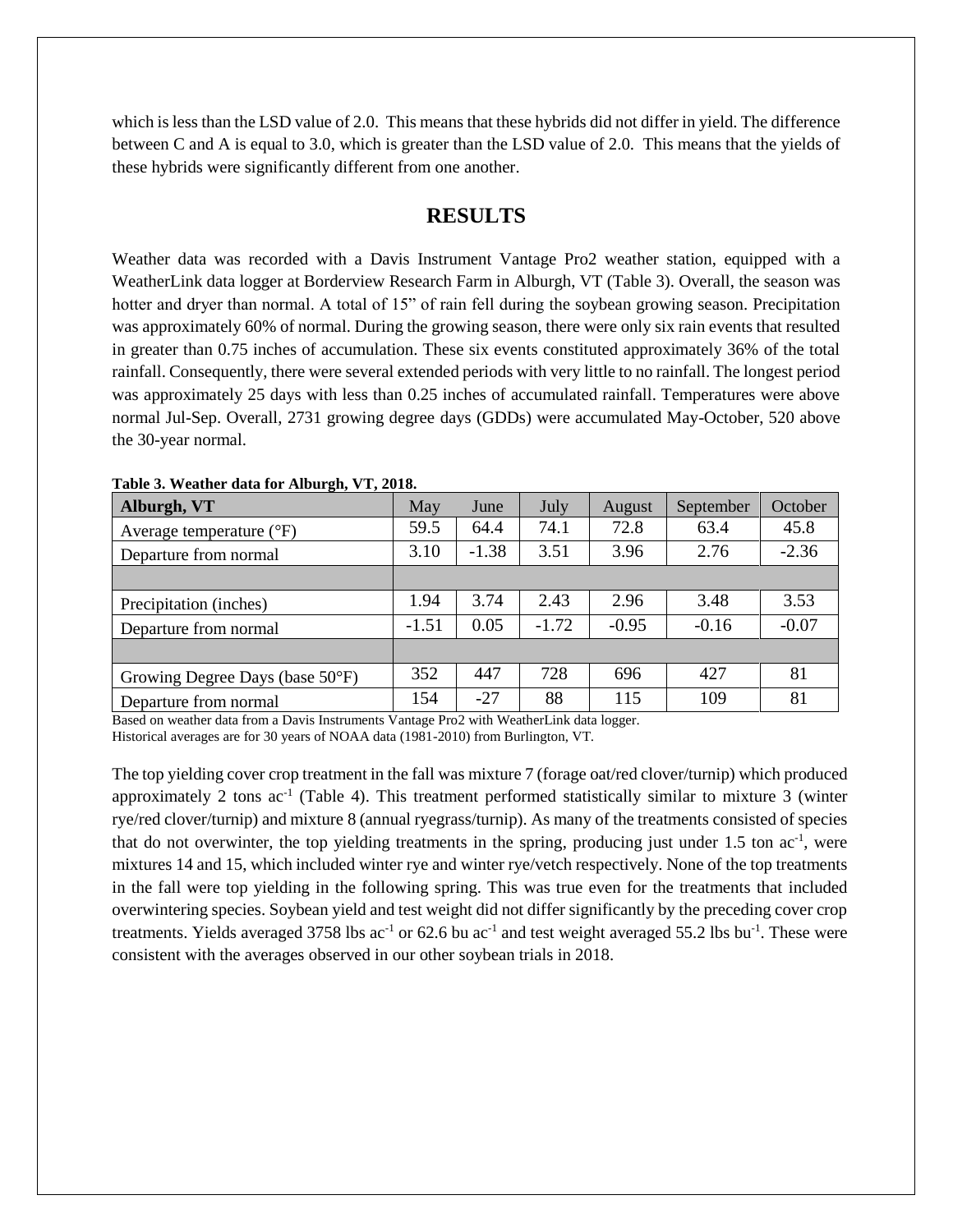which is less than the LSD value of 2.0. This means that these hybrids did not differ in yield. The difference between C and A is equal to 3.0, which is greater than the LSD value of 2.0. This means that the yields of these hybrids were significantly different from one another.

## RESULTS

Weather data was recorded with a Davis Instrument Vantage Pro2 weather station, equipped with a WeatherLink data logger at Borderview Research Farm in Alburgh, VT (Table 3). Overall, the season was hotter and dryer than normal. A total of 15" of rain fell during the soybean growing season. Precipitation was approximately 60% of normal. During the growing season, there were only six rain events that resulted in greater than 0.75 inches of accumulation. These six events constituted approximately 36% of the total rainfall. Consequently, there were several extended periods with very little to no rainfall. The longest period was approximately 25 days with less than 0.25 inches of accumulated rainfall. Temperatures were above normal Jul-Sep. Overall, 2731 growing degree days (GDDs) were accumulated May-October, 520 above the 30-year normal.

**Table 3. Weather data for Alburgh, VT, 2018.**

| Alburgh, VT | May | June | July | August | September | October |
|---|---|---|---|---|---|---|
| Average temperature (°F) | 59.5 | 64.4 | 74.1 | 72.8 | 63.4 | 45.8 |
| Departure from normal | 3.10 | -1.38 | 3.51 | 3.96 | 2.76 | -2.36 |
| | | | | | | |
| Precipitation (inches) | 1.94 | 3.74 | 2.43 | 2.96 | 3.48 | 3.53 |
| Departure from normal | -1.51 | 0.05 | -1.72 | -0.95 | -0.16 | -0.07 |
| | | | | | | |
| Growing Degree Days (base 50°F) | 352 | 447 | 728 | 696 | 427 | 81 |
| Departure from normal | 154 | -27 | 88 | 115 | 109 | 81 |

Based on weather data from a Davis Instruments Vantage Pro2 with WeatherLink data logger.
Historical averages are for 30 years of NOAA data (1981-2010) from Burlington, VT.

The top yielding cover crop treatment in the fall was mixture 7 (forage oat/red clover/turnip) which produced approximately 2 tons $ac^{-1}$ (Table 4). This treatment performed statistically similar to mixture 3 (winter rye/red clover/turnip) and mixture 8 (annual ryegrass/turnip). As many of the treatments consisted of species that do not overwinter, the top yielding treatments in the spring, producing just under 1.5 ton $ac^{-1}$, were mixtures 14 and 15, which included winter rye and winter rye/vetch respectively. None of the top treatments in the fall were top yielding in the following spring. This was true even for the treatments that included overwintering species. Soybean yield and test weight did not differ significantly by the preceding cover crop treatments. Yields averaged 3758 lbs $ac^{-1}$ or 62.6 bu $ac^{-1}$ and test weight averaged 55.2 lbs $bu^{-1}$. These were consistent with the averages observed in our other soybean trials in 2018.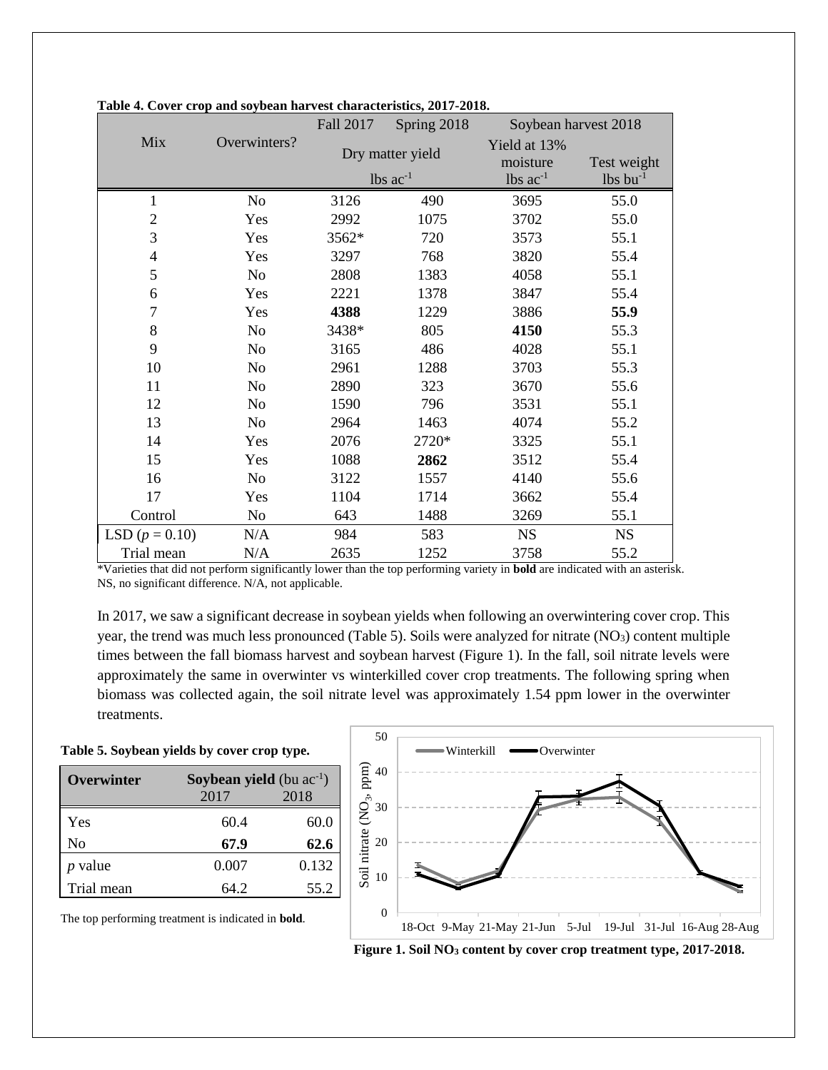**Table 4. Cover crop and soybean harvest characteristics, 2017-2018.**

| Mix | Overwinters? | Fall 2017 | Spring 2018 | Soybean harvest 2018 | |
|---|---|---|---|---|---|
| | | Dry matter yield | | Yield at 13% moisture | Test weight |
| | | lbs $ac^{-1}$ | | lbs $ac^{-1}$ | lbs $bu^{-1}$ |
| 1 | No | 3126 | 490 | 3695 | 55.0 |
| 2 | Yes | 2992 | 1075 | 3702 | 55.0 |
| 3 | Yes | 3562* | 720 | 3573 | 55.1 |
| 4 | Yes | 3297 | 768 | 3820 | 55.4 |
| 5 | No | 2808 | 1383 | 4058 | 55.1 |
| 6 | Yes | 2221 | 1378 | 3847 | 55.4 |
| 7 | Yes | **4388** | 1229 | 3886 | **55.9** |
| 8 | No | 3438* | 805 | **4150** | 55.3 |
| 9 | No | 3165 | 486 | 4028 | 55.1 |
| 10 | No | 2961 | 1288 | 3703 | 55.3 |
| 11 | No | 2890 | 323 | 3670 | 55.6 |
| 12 | No | 1590 | 796 | 3531 | 55.1 |
| 13 | No | 2964 | 1463 | 4074 | 55.2 |
| 14 | Yes | 2076 | 2720* | 3325 | 55.1 |
| 15 | Yes | 1088 | **2862** | 3512 | 55.4 |
| 16 | No | 3122 | 1557 | 4140 | 55.6 |
| 17 | Yes | 1104 | 1714 | 3662 | 55.4 |
| Control | No | 643 | 1488 | 3269 | 55.1 |
| LSD ($p$ = 0.10) | N/A | 984 | 583 | NS | NS |
| Trial mean | N/A | 2635 | 1252 | 3758 | 55.2 |

*Varieties that did not perform significantly lower than the top performing variety in **bold** are indicated with an asterisk. NS, no significant difference. N/A, not applicable.

In 2017, we saw a significant decrease in soybean yields when following an overwintering cover crop. This year, the trend was much less pronounced (Table 5). Soils were analyzed for nitrate ($NO_3$) content multiple times between the fall biomass harvest and soybean harvest (Figure 1). In the fall, soil nitrate levels were approximately the same in overwinter vs winterkilled cover crop treatments. The following spring when biomass was collected again, the soil nitrate level was approximately 1.54 ppm lower in the overwinter treatments.

**Table 5. Soybean yields by cover crop type.**

| Overwinter | Soybean yield (bu $ac^{-1}$) 2017 | 2018 |
|---|---|---|
| Yes | 60.4 | 60.0 |
| No | **67.9** | **62.6** |
| $p$ value | 0.007 | 0.132 |
| Trial mean | 64.2 | 55.2 |

The top performing treatment is indicated in **bold**.

**Figure 1. Soil $NO_3$ content by cover crop treatment type, 2017-2018.**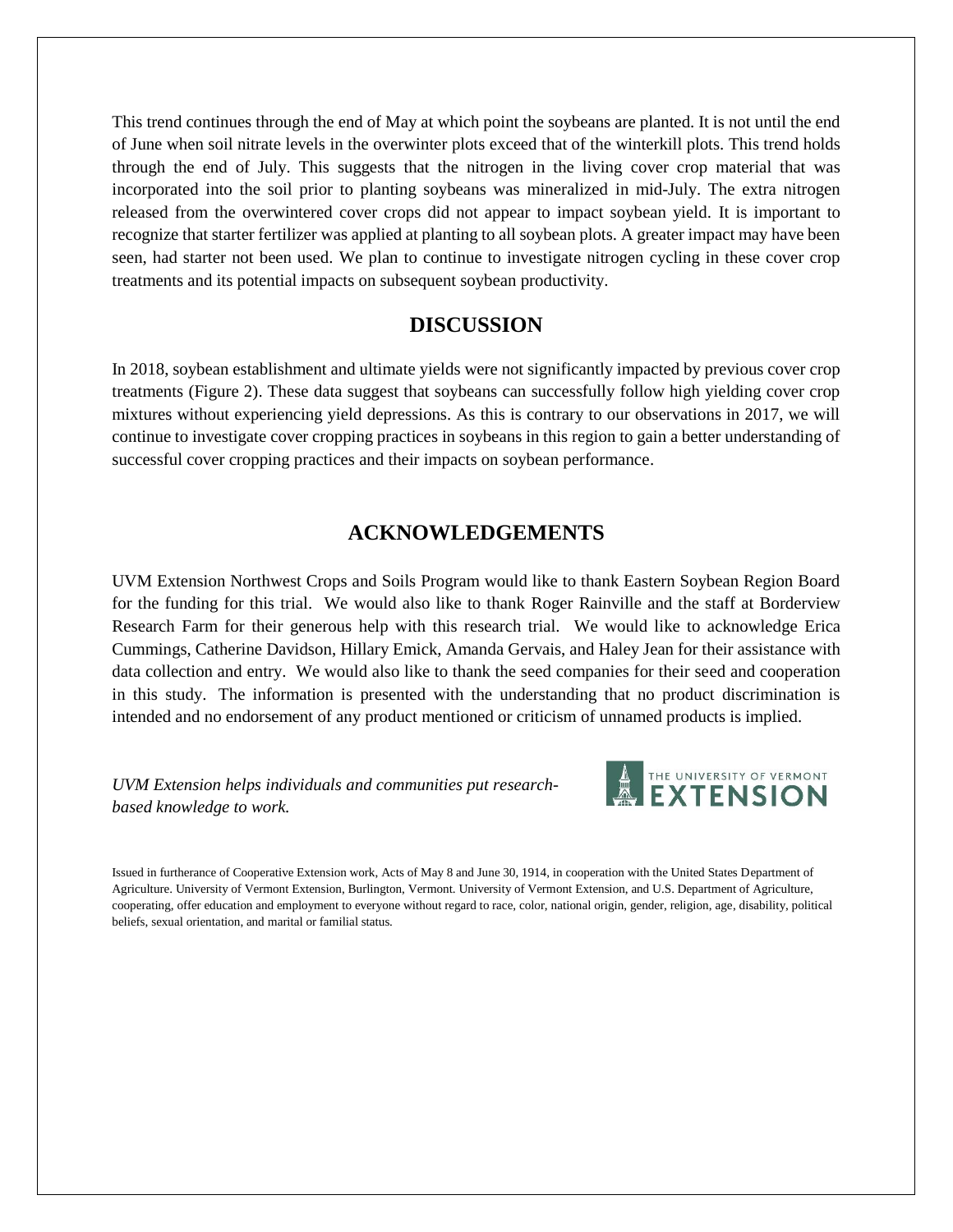This trend continues through the end of May at which point the soybeans are planted. It is not until the end of June when soil nitrate levels in the overwinter plots exceed that of the winterkill plots. This trend holds through the end of July. This suggests that the nitrogen in the living cover crop material that was incorporated into the soil prior to planting soybeans was mineralized in mid-July. The extra nitrogen released from the overwintered cover crops did not appear to impact soybean yield. It is important to recognize that starter fertilizer was applied at planting to all soybean plots. A greater impact may have been seen, had starter not been used. We plan to continue to investigate nitrogen cycling in these cover crop treatments and its potential impacts on subsequent soybean productivity.

## DISCUSSION

In 2018, soybean establishment and ultimate yields were not significantly impacted by previous cover crop treatments (Figure 2). These data suggest that soybeans can successfully follow high yielding cover crop mixtures without experiencing yield depressions. As this is contrary to our observations in 2017, we will continue to investigate cover cropping practices in soybeans in this region to gain a better understanding of successful cover cropping practices and their impacts on soybean performance.

## ACKNOWLEDGEMENTS

UVM Extension Northwest Crops and Soils Program would like to thank Eastern Soybean Region Board for the funding for this trial. We would also like to thank Roger Rainville and the staff at Borderview Research Farm for their generous help with this research trial. We would like to acknowledge Erica Cummings, Catherine Davidson, Hillary Emick, Amanda Gervais, and Haley Jean for their assistance with data collection and entry. We would also like to thank the seed companies for their seed and cooperation in this study. The information is presented with the understanding that no product discrimination is intended and no endorsement of any product mentioned or criticism of unnamed products is implied.

*UVM Extension helps individuals and communities put research-based knowledge to work.*

THE UNIVERSITY OF VERMONT EXTENSION

Issued in furtherance of Cooperative Extension work, Acts of May 8 and June 30, 1914, in cooperation with the United States Department of Agriculture. University of Vermont Extension, Burlington, Vermont. University of Vermont Extension, and U.S. Department of Agriculture, cooperating, offer education and employment to everyone without regard to race, color, national origin, gender, religion, age, disability, political beliefs, sexual orientation, and marital or familial status.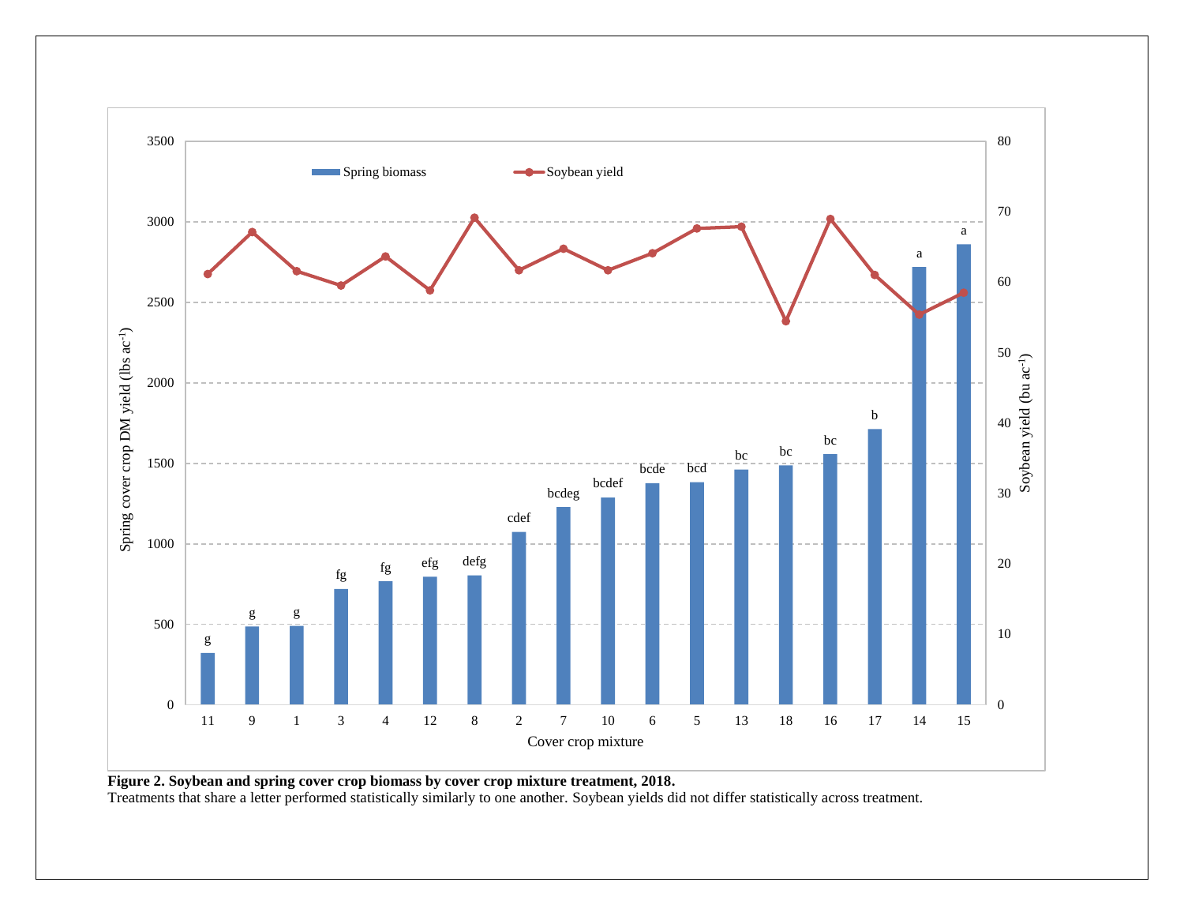Spring biomass

Soybean yield

Spring cover crop DM yield (lbs ac$^{-1}$)

Soybean yield (bu ac$^{-1}$)

3500
3000
2500
2000
1500
1000
500
0

80
70
60
50
40
30
20
10
0

g g g fg fg efg defg cdef bcdeg bcdef bcde bcd bc bc bc b a a

11 9 1 3 4 12 8 2 7 10 6 5 13 18 16 17 14 15

Cover crop mixture

**Figure 2. Soybean and spring cover crop biomass by cover crop mixture treatment, 2018.**
Treatments that share a letter performed statistically similarly to one another. Soybean yields did not differ statistically across treatment.